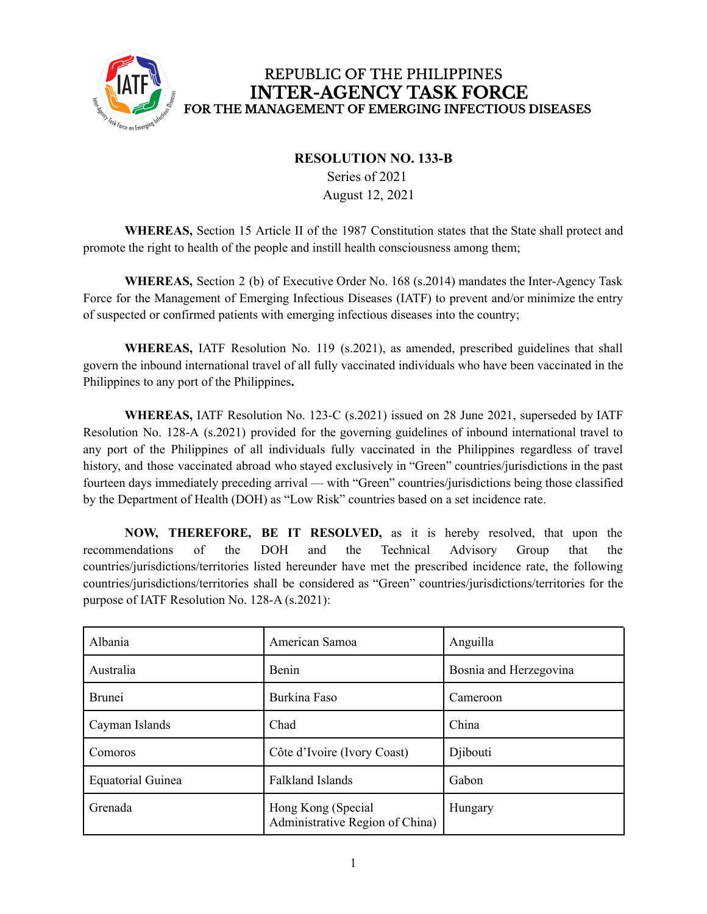REPUBLIC OF THE PHILIPPINES
# INTER-AGENCY TASK FORCE
## FOR THE MANAGEMENT OF EMERGING INFECTIOUS DISEASES

**RESOLUTION NO. 133-B**
Series of 2021
August 12, 2021

**WHEREAS,** Section 15 Article II of the 1987 Constitution states that the State shall protect and promote the right to health of the people and instill health consciousness among them;

**WHEREAS,** Section 2 (b) of Executive Order No. 168 (s.2014) mandates the Inter-Agency Task Force for the Management of Emerging Infectious Diseases (IATF) to prevent and/or minimize the entry of suspected or confirmed patients with emerging infectious diseases into the country;

**WHEREAS,** IATF Resolution No. 119 (s.2021), as amended, prescribed guidelines that shall govern the inbound international travel of all fully vaccinated individuals who have been vaccinated in the Philippines to any port of the Philippines**.**

**WHEREAS,** IATF Resolution No. 123-C (s.2021) issued on 28 June 2021, superseded by IATF Resolution No. 128-A (s.2021) provided for the governing guidelines of inbound international travel to any port of the Philippines of all individuals fully vaccinated in the Philippines regardless of travel history, and those vaccinated abroad who stayed exclusively in "Green" countries/jurisdictions in the past fourteen days immediately preceding arrival — with "Green" countries/jurisdictions being those classified by the Department of Health (DOH) as "Low Risk" countries based on a set incidence rate.

**NOW, THEREFORE, BE IT RESOLVED,** as it is hereby resolved, that upon the recommendations of the DOH and the Technical Advisory Group that the countries/jurisdictions/territories listed hereunder have met the prescribed incidence rate, the following countries/jurisdictions/territories shall be considered as "Green" countries/jurisdictions/territories for the purpose of IATF Resolution No. 128-A (s.2021):

| | | |
|---|---|---|
| Albania | American Samoa | Anguilla |
| Australia | Benin | Bosnia and Herzegovina |
| Brunei | Burkina Faso | Cameroon |
| Cayman Islands | Chad | China |
| Comoros | Côte d'Ivoire (Ivory Coast) | Djibouti |
| Equatorial Guinea | Falkland Islands | Gabon |
| Grenada | Hong Kong (Special Administrative Region of China) | Hungary |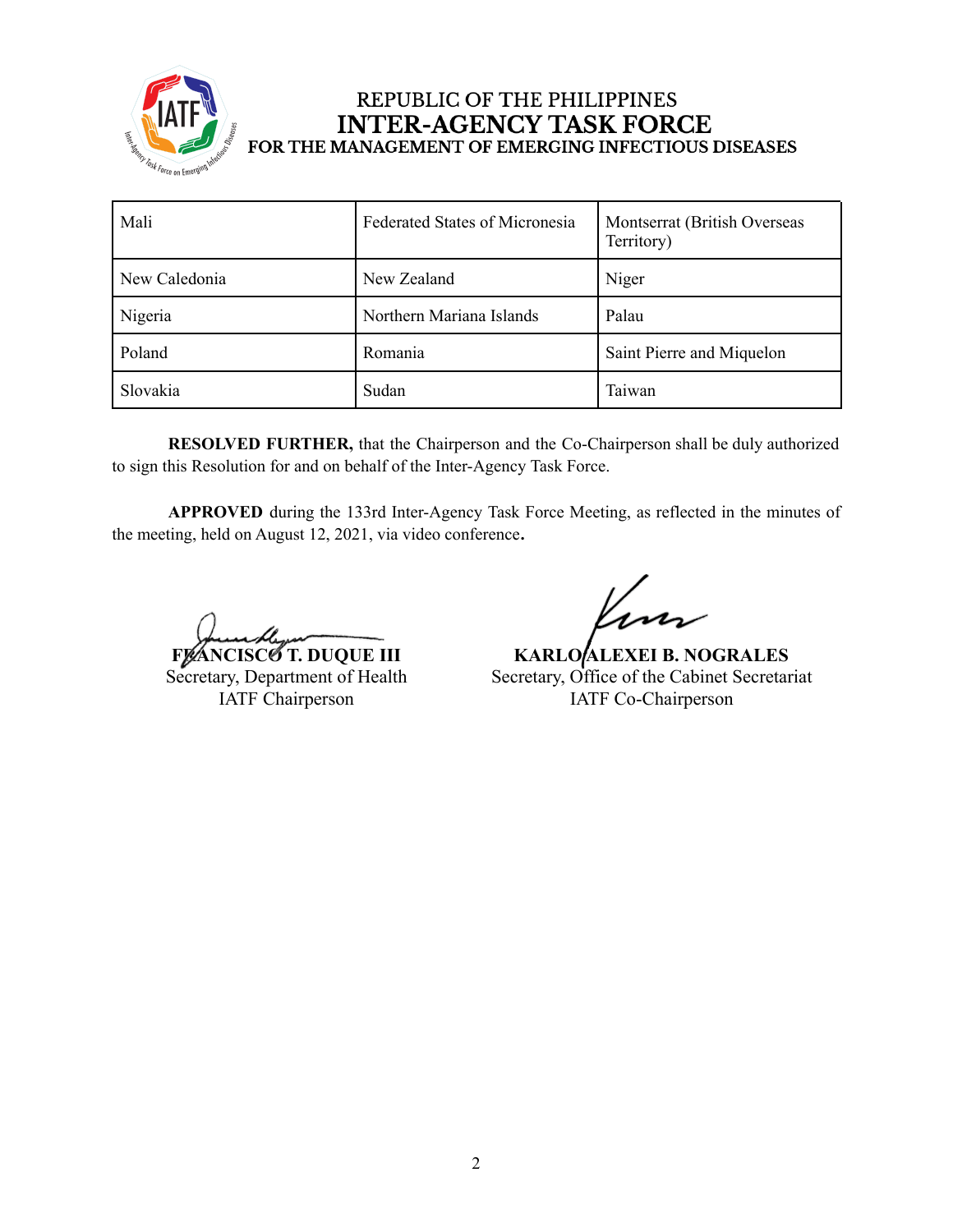REPUBLIC OF THE PHILIPPINES
**INTER-AGENCY TASK FORCE**
**FOR THE MANAGEMENT OF EMERGING INFECTIOUS DISEASES**

| Mali | Federated States of Micronesia | Montserrat (British Overseas Territory) |
| --- | --- | --- |
| New Caledonia | New Zealand | Niger |
| Nigeria | Northern Mariana Islands | Palau |
| Poland | Romania | Saint Pierre and Miquelon |
| Slovakia | Sudan | Taiwan |

**RESOLVED FURTHER,** that the Chairperson and the Co-Chairperson shall be duly authorized to sign this Resolution for and on behalf of the Inter-Agency Task Force.

**APPROVED** during the 133rd Inter-Agency Task Force Meeting, as reflected in the minutes of the meeting, held on August 12, 2021, via video conference**.**

**FRANCISCO T. DUQUE III**
Secretary, Department of Health
IATF Chairperson

**KARLO ALEXEI B. NOGRALES**
Secretary, Office of the Cabinet Secretariat
IATF Co-Chairperson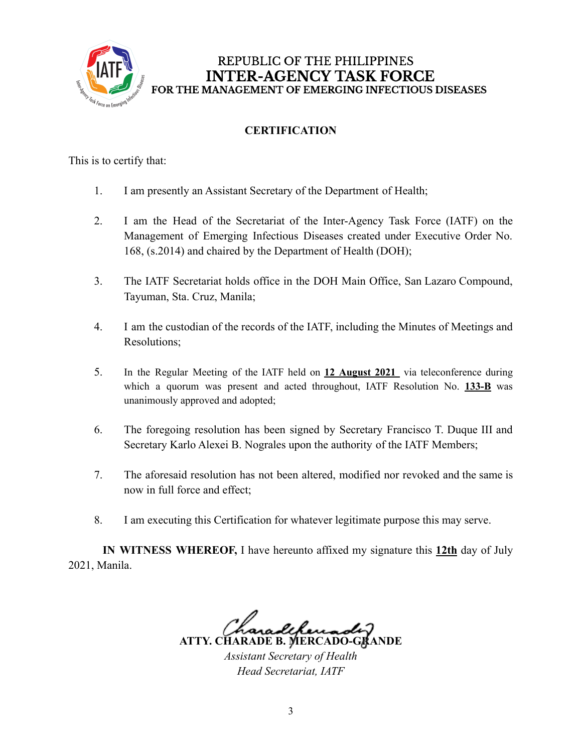REPUBLIC OF THE PHILIPPINES
**INTER-AGENCY TASK FORCE**
**FOR THE MANAGEMENT OF EMERGING INFECTIOUS DISEASES**

## CERTIFICATION

This is to certify that:

1. I am presently an Assistant Secretary of the Department of Health;

2. I am the Head of the Secretariat of the Inter-Agency Task Force (IATF) on the Management of Emerging Infectious Diseases created under Executive Order No. 168, (s.2014) and chaired by the Department of Health (DOH);

3. The IATF Secretariat holds office in the DOH Main Office, San Lazaro Compound, Tayuman, Sta. Cruz, Manila;

4. I am the custodian of the records of the IATF, including the Minutes of Meetings and Resolutions;

5. In the Regular Meeting of the IATF held on **12 August 2021** via teleconference during which a quorum was present and acted throughout, IATF Resolution No. **133-B** was unanimously approved and adopted;

6. The foregoing resolution has been signed by Secretary Francisco T. Duque III and Secretary Karlo Alexei B. Nograles upon the authority of the IATF Members;

7. The aforesaid resolution has not been altered, modified nor revoked and the same is now in full force and effect;

8. I am executing this Certification for whatever legitimate purpose this may serve.

**IN WITNESS WHEREOF,** I have hereunto affixed my signature this **12th** day of July 2021, Manila.

**ATTY. CHARADE B. MERCADO-GRANDE**
*Assistant Secretary of Health*
*Head Secretariat, IATF*